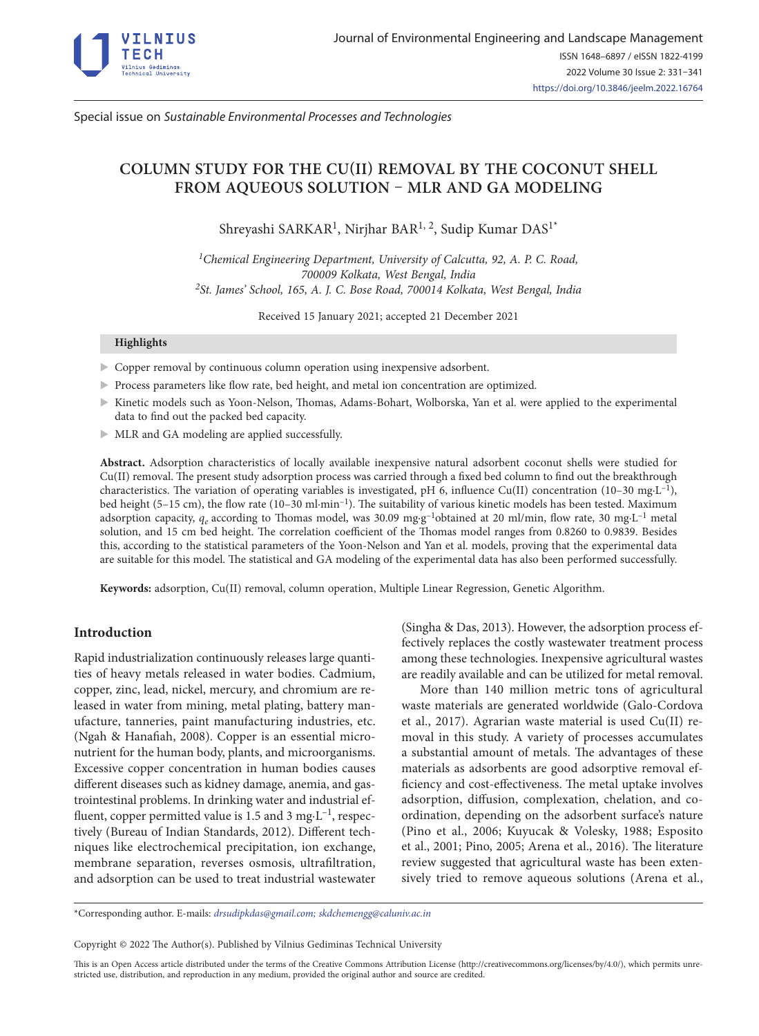Special issue on *Sustainable Environmental Processes and Technologies*

# COLUMN STUDY FOR THE CU(II) REMOVAL BY THE COCONUT SHELL FROM AQUEOUS SOLUTION – MLR AND GA MODELING

Shreyashi SARKAR[1], Nirjhar BAR[1, 2], Sudip Kumar DAS[1*]

[1]*Chemical Engineering Department, University of Calcutta, 92, A. P. C. Road, 700009 Kolkata, West Bengal, India*
[2]*St. James' School, 165, A. J. C. Bose Road, 700014 Kolkata, West Bengal, India*

Received 15 January 2021; accepted 21 December 2021

**Highlights**

- Copper removal by continuous column operation using inexpensive adsorbent.
- Process parameters like flow rate, bed height, and metal ion concentration are optimized.
- Kinetic models such as Yoon-Nelson, Thomas, Adams-Bohart, Wolborska, Yan et al. were applied to the experimental data to find out the packed bed capacity.
- MLR and GA modeling are applied successfully.

**Abstract.** Adsorption characteristics of locally available inexpensive natural adsorbent coconut shells were studied for Cu(II) removal. The present study adsorption process was carried through a fixed bed column to find out the breakthrough characteristics. The variation of operating variables is investigated, pH 6, influence Cu(II) concentration (10–30 mg·L$^{-1}$), bed height (5–15 cm), the flow rate (10–30 ml·min$^{-1}$). The suitability of various kinetic models has been tested. Maximum adsorption capacity, $q_e$ according to Thomas model, was 30.09 mg·g$^{-1}$obtained at 20 ml/min, flow rate, 30 mg·L$^{-1}$ metal solution, and 15 cm bed height. The correlation coefficient of the Thomas model ranges from 0.8260 to 0.9839. Besides this, according to the statistical parameters of the Yoon-Nelson and Yan et al. models, proving that the experimental data are suitable for this model. The statistical and GA modeling of the experimental data has also been performed successfully.

**Keywords:** adsorption, Cu(II) removal, column operation, Multiple Linear Regression, Genetic Algorithm.

## Introduction

Rapid industrialization continuously releases large quantities of heavy metals released in water bodies. Cadmium, copper, zinc, lead, nickel, mercury, and chromium are released in water from mining, metal plating, battery manufacture, tanneries, paint manufacturing industries, etc. (Ngah & Hanafiah, 2008). Copper is an essential micronutrient for the human body, plants, and microorganisms. Excessive copper concentration in human bodies causes different diseases such as kidney damage, anemia, and gastrointestinal problems. In drinking water and industrial effluent, copper permitted value is 1.5 and 3 mg·L$^{-1}$, respectively (Bureau of Indian Standards, 2012). Different techniques like electrochemical precipitation, ion exchange, membrane separation, reverses osmosis, ultrafiltration, and adsorption can be used to treat industrial wastewater (Singha & Das, 2013). However, the adsorption process effectively replaces the costly wastewater treatment process among these technologies. Inexpensive agricultural wastes are readily available and can be utilized for metal removal.

More than 140 million metric tons of agricultural waste materials are generated worldwide (Galo-Cordova et al., 2017). Agrarian waste material is used Cu(II) removal in this study. A variety of processes accumulates a substantial amount of metals. The advantages of these materials as adsorbents are good adsorptive removal efficiency and cost-effectiveness. The metal uptake involves adsorption, diffusion, complexation, chelation, and coordination, depending on the adsorbent surface's nature (Pino et al., 2006; Kuyucak & Volesky, 1988; Esposito et al., 2001; Pino, 2005; Arena et al., 2016). The literature review suggested that agricultural waste has been extensively tried to remove aqueous solutions (Arena et al.,

*Corresponding author. E-mails: *drsudipkdas@gmail.com; skdchemengg@caluniv.ac.in*

Copyright © 2022 The Author(s). Published by Vilnius Gediminas Technical University

This is an Open Access article distributed under the terms of the Creative Commons Attribution License (http://creativecommons.org/licenses/by/4.0/), which permits unrestricted use, distribution, and reproduction in any medium, provided the original author and source are credited.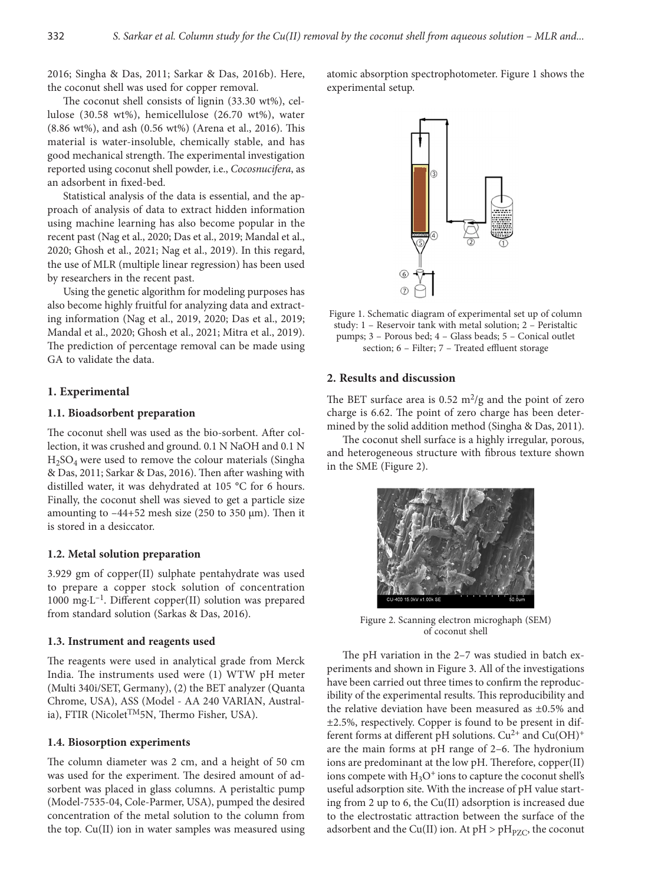2016; Singha & Das, 2011; Sarkar & Das, 2016b). Here, the coconut shell was used for copper removal.

The coconut shell consists of lignin (33.30 wt%), cellulose (30.58 wt%), hemicellulose (26.70 wt%), water (8.86 wt%), and ash (0.56 wt%) (Arena et al., 2016). This material is water-insoluble, chemically stable, and has good mechanical strength. The experimental investigation reported using coconut shell powder, i.e., *Cocosnucifera*, as an adsorbent in fixed-bed.

Statistical analysis of the data is essential, and the approach of analysis of data to extract hidden information using machine learning has also become popular in the recent past (Nag et al., 2020; Das et al., 2019; Mandal et al., 2020; Ghosh et al., 2021; Nag et al., 2019). In this regard, the use of MLR (multiple linear regression) has been used by researchers in the recent past.

Using the genetic algorithm for modeling purposes has also become highly fruitful for analyzing data and extracting information (Nag et al., 2019, 2020; Das et al., 2019; Mandal et al., 2020; Ghosh et al., 2021; Mitra et al., 2019). The prediction of percentage removal can be made using GA to validate the data.

## 1. Experimental

### 1.1. Bioadsorbent preparation

The coconut shell was used as the bio-sorbent. After collection, it was crushed and ground. 0.1 N NaOH and 0.1 N $H_2SO_4$ were used to remove the colour materials (Singha & Das, 2011; Sarkar & Das, 2016). Then after washing with distilled water, it was dehydrated at 105 °C for 6 hours. Finally, the coconut shell was sieved to get a particle size amounting to –44+52 mesh size (250 to 350 μm). Then it is stored in a desiccator.

### 1.2. Metal solution preparation

3.929 gm of copper(II) sulphate pentahydrate was used to prepare a copper stock solution of concentration 1000 mg·L$^{-1}$. Different copper(II) solution was prepared from standard solution (Sarkas & Das, 2016).

### 1.3. Instrument and reagents used

The reagents were used in analytical grade from Merck India. The instruments used were (1) WTW pH meter (Multi 340i/SET, Germany), (2) the BET analyzer (Quanta Chrome, USA), ASS (Model - AA 240 VARIAN, Australia), FTIR (Nicolet™5N, Thermo Fisher, USA).

### 1.4. Biosorption experiments

The column diameter was 2 cm, and a height of 50 cm was used for the experiment. The desired amount of adsorbent was placed in glass columns. A peristaltic pump (Model-7535-04, Cole-Parmer, USA), pumped the desired concentration of the metal solution to the column from the top. Cu(II) ion in water samples was measured using atomic absorption spectrophotometer. Figure 1 shows the experimental setup.

Figure 1. Schematic diagram of experimental set up of column study: 1 – Reservoir tank with metal solution; 2 – Peristaltic pumps; 3 – Porous bed; 4 – Glass beads; 5 – Conical outlet section; 6 – Filter; 7 – Treated effluent storage

## 2. Results and discussion

The BET surface area is 0.52 m$^2$/g and the point of zero charge is 6.62. The point of zero charge has been determined by the solid addition method (Singha & Das, 2011).

The coconut shell surface is a highly irregular, porous, and heterogeneous structure with fibrous texture shown in the SME (Figure 2).

Figure 2. Scanning electron micrograph (SEM) of coconut shell

The pH variation in the 2–7 was studied in batch experiments and shown in Figure 3. All of the investigations have been carried out three times to confirm the reproducibility of the experimental results. This reproducibility and the relative deviation have been measured as ±0.5% and ±2.5%, respectively. Copper is found to be present in different forms at different pH solutions. $Cu^{2+}$ and $Cu(OH)^+$ are the main forms at pH range of 2–6. The hydronium ions are predominant at the low pH. Therefore, copper(II) ions compete with $H_3O^+$ ions to capture the coconut shell's useful adsorption site. With the increase of pH value starting from 2 up to 6, the Cu(II) adsorption is increased due to the electrostatic attraction between the surface of the adsorbent and the Cu(II) ion. At pH > $pH_{PZC}$, the coconut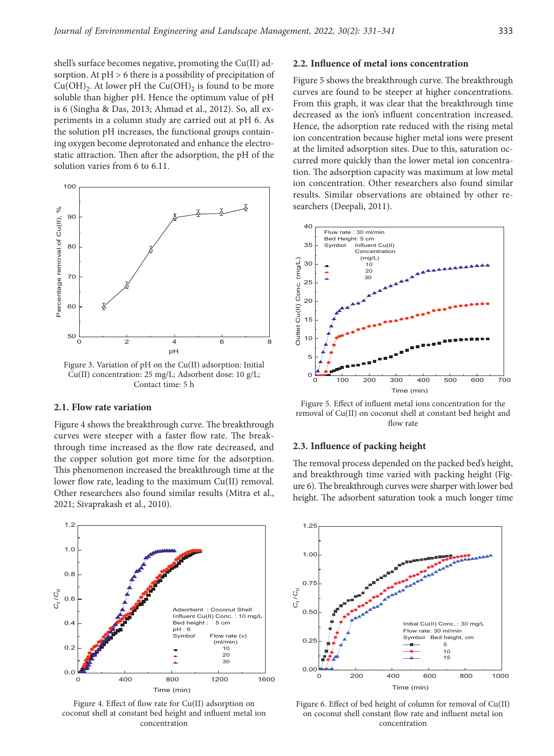shell's surface becomes negative, promoting the Cu(II) adsorption. At pH > 6 there is a possibility of precipitation of $Cu(OH)_2$. At lower pH the $Cu(OH)_2$ is found to be more soluble than higher pH. Hence the optimum value of pH is 6 (Singha & Das, 2013; Ahmad et al., 2012). So, all experiments in a column study are carried out at pH 6. As the solution pH increases, the functional groups containing oxygen become deprotonated and enhance the electrostatic attraction. Then after the adsorption, the pH of the solution varies from 6 to 6.11.

Percentage removal of Cu(II), %

pH

Figure 3. Variation of pH on the Cu(II) adsorption: Initial Cu(II) concentration: 25 mg/L; Adsorbent dose: 10 g/L; Contact time: 5 h

### 2.1. Flow rate variation

Figure 4 shows the breakthrough curve. The breakthrough curves were steeper with a faster flow rate. The breakthrough time increased as the flow rate decreased, and the copper solution got more time for the adsorption. This phenomenon increased the breakthrough time at the lower flow rate, leading to the maximum Cu(II) removal. Other researchers also found similar results (Mitra et al., 2021; Sivaprakash et al., 2010).

$C_t/C_0$

Time (min)

Adsorbent : Coconut Shell
Influent Cu(II) Conc. : 10 mg/L
Bed height : 5 cm
pH : 6
Symbol Flow rate (v) (ml/min)
10
20
30

Figure 4. Effect of flow rate for Cu(II) adsorption on coconut shell at constant bed height and influent metal ion concentration

### 2.2. Influence of metal ions concentration

Figure 5 shows the breakthrough curve. The breakthrough curves are found to be steeper at higher concentrations. From this graph, it was clear that the breakthrough time decreased as the ion's influent concentration increased. Hence, the adsorption rate reduced with the rising metal ion concentration because higher metal ions were present at the limited adsorption sites. Due to this, saturation occurred more quickly than the lower metal ion concentration. The adsorption capacity was maximum at low metal ion concentration. Other researchers also found similar results. Similar observations are obtained by other researchers (Deepali, 2011).

Fluw rate : 30 ml/min
Bed Height: 5 cm
Symbol Influent Cu(II) Concentration (mg/L)
10
20
30

Outlet Cu(II) Conc. (mg/L)

Time (min)

Figure 5. Effect of influent metal ions concentration for the removal of Cu(II) on coconut shell at constant bed height and flow rate

### 2.3. Influence of packing height

The removal process depended on the packed bed's height, and breakthrough time varied with packing height (Figure 6). The breakthrough curves were sharper with lower bed height. The adsorbent saturation took a much longer time

$C_t/C_0$

Time (min)

Initial Cu(II) Conc. : 30 mg/L
Flow rate: 30 ml/min
Symbol Bed height, cm
5
10
15

Figure 6. Effect of bed height of column for removal of Cu(II) on coconut shell constant flow rate and influent metal ion concentration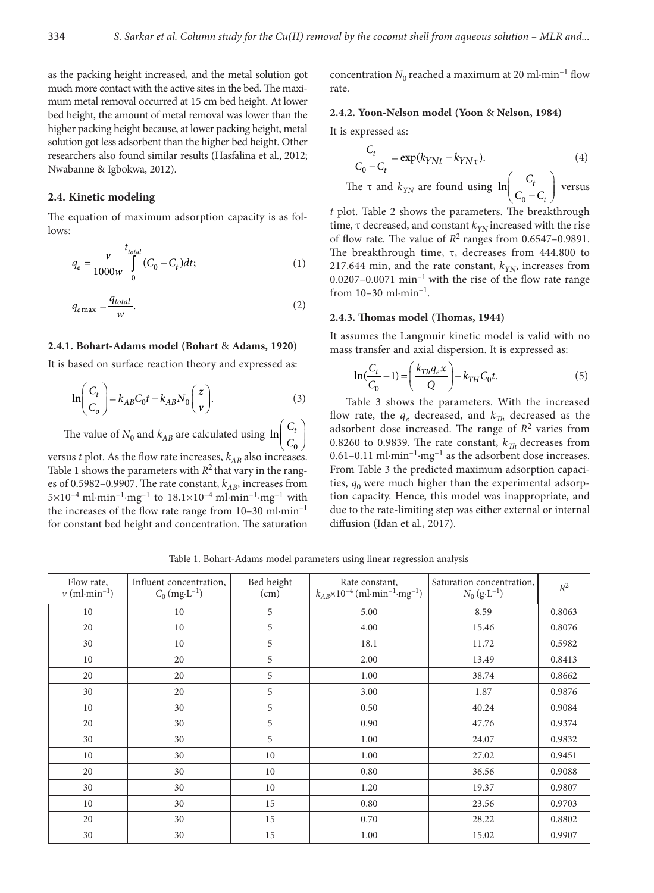as the packing height increased, and the metal solution got much more contact with the active sites in the bed. The maximum metal removal occurred at 15 cm bed height. At lower bed height, the amount of metal removal was lower than the higher packing height because, at lower packing height, metal solution got less adsorbent than the higher bed height. Other researchers also found similar results (Hasfalina et al., 2012; Nwabanne & Igbokwa, 2012).

### 2.4. Kinetic modeling

The equation of maximum adsorption capacity is as follows:

$$q_e = \frac{v}{1000w} \int_0^{t_{total}} (C_0 - C_t)dt; \tag{1}$$

$$q_{e\max} = \frac{q_{total}}{w}. \tag{2}$$

#### 2.4.1. Bohart-Adams model (Bohart & Adams, 1920)

It is based on surface reaction theory and expressed as:

$$\ln\left(\frac{C_t}{C_o}\right) = k_{AB}C_0 t - k_{AB}N_0\left(\frac{z}{v}\right). \tag{3}$$

The value of $N_0$ and $k_{AB}$ are calculated using $\ln\left(\frac{C_t}{C_0}\right)$ versus $t$ plot. As the flow rate increases, $k_{AB}$ also increases. Table 1 shows the parameters with $R^2$ that vary in the ranges of 0.5982–0.9907. The rate constant, $k_{AB}$, increases from $5\times10^{-4}$ ml·min$^{-1}$·mg$^{-1}$ to $18.1\times10^{-4}$ ml·min$^{-1}$·mg$^{-1}$ with the increases of the flow rate range from 10–30 ml·min$^{-1}$ for constant bed height and concentration. The saturation concentration $N_0$ reached a maximum at 20 ml·min$^{-1}$ flow rate.

#### 2.4.2. Yoon-Nelson model (Yoon & Nelson, 1984)

It is expressed as:

$$\frac{C_t}{C_0 - C_t} = \exp(k_{YNt} - k_{YN\tau}). \tag{4}$$

The τ and $k_{YN}$ are found using $\ln\left(\frac{C_t}{C_0 - C_t}\right)$ versus $t$ plot. Table 2 shows the parameters. The breakthrough time, τ decreased, and constant $k_{YN}$ increased with the rise of flow rate. The value of $R^2$ ranges from 0.6547–0.9891. The breakthrough time, τ, decreases from 444.800 to 217.644 min, and the rate constant, $k_{YN}$, increases from 0.0207–0.0071 min$^{-1}$ with the rise of the flow rate range from 10–30 ml·min$^{-1}$.

#### 2.4.3. Thomas model (Thomas, 1944)

It assumes the Langmuir kinetic model is valid with no mass transfer and axial dispersion. It is expressed as:

$$\ln(\frac{C_t}{C_0} - 1) = \left(\frac{k_{Th}q_e x}{Q}\right) - k_{TH}C_0 t. \tag{5}$$

Table 3 shows the parameters. With the increased flow rate, the $q_e$ decreased, and $k_{Th}$ decreased as the adsorbent dose increased. The range of $R^2$ varies from 0.8260 to 0.9839. The rate constant, $k_{Th}$ decreases from 0.61–0.11 ml·min$^{-1}$·mg$^{-1}$ as the adsorbent dose increases. From Table 3 the predicted maximum adsorption capacities, $q_0$ were much higher than the experimental adsorption capacity. Hence, this model was inappropriate, and due to the rate-limiting step was either external or internal diffusion (Idan et al., 2017).

Table 1. Bohart-Adams model parameters using linear regression analysis

| Flow rate, $v$ (ml·min$^{-1}$) | Influent concentration, $C_0$ (mg·L$^{-1}$) | Bed height (cm) | Rate constant, $k_{AB}\times10^{-4}$ (ml·min$^{-1}$·mg$^{-1}$) | Saturation concentration, $N_0$ (g·L$^{-1}$) | $R^2$ |
|---|---|---|---|---|---|
| 10 | 10 | 5 | 5.00 | 8.59 | 0.8063 |
| 20 | 10 | 5 | 4.00 | 15.46 | 0.8076 |
| 30 | 10 | 5 | 18.1 | 11.72 | 0.5982 |
| 10 | 20 | 5 | 2.00 | 13.49 | 0.8413 |
| 20 | 20 | 5 | 1.00 | 38.74 | 0.8662 |
| 30 | 20 | 5 | 3.00 | 1.87 | 0.9876 |
| 10 | 30 | 5 | 0.50 | 40.24 | 0.9084 |
| 20 | 30 | 5 | 0.90 | 47.76 | 0.9374 |
| 30 | 30 | 5 | 1.00 | 24.07 | 0.9832 |
| 10 | 30 | 10 | 1.00 | 27.02 | 0.9451 |
| 20 | 30 | 10 | 0.80 | 36.56 | 0.9088 |
| 30 | 30 | 10 | 1.20 | 19.37 | 0.9807 |
| 10 | 30 | 15 | 0.80 | 23.56 | 0.9703 |
| 20 | 30 | 15 | 0.70 | 28.22 | 0.8802 |
| 30 | 30 | 15 | 1.00 | 15.02 | 0.9907 |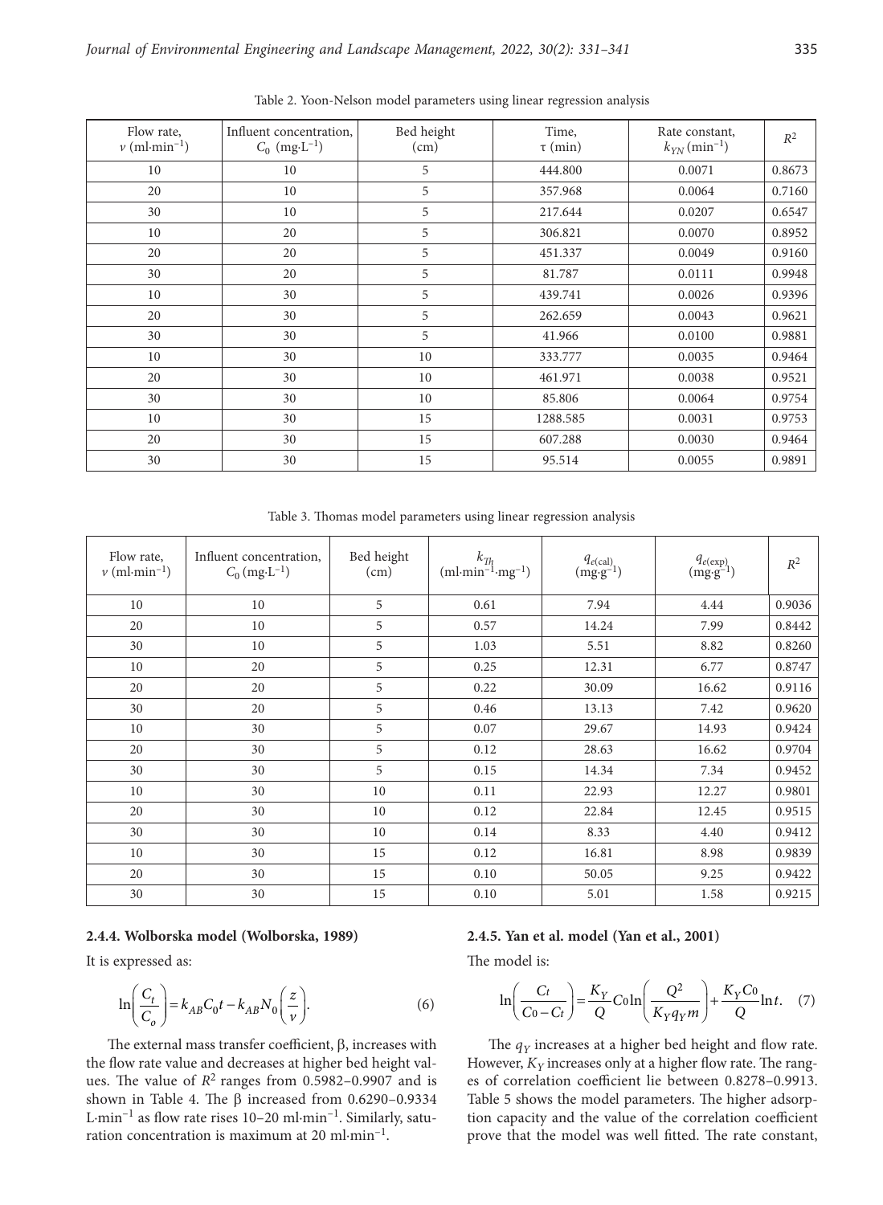Table 2. Yoon-Nelson model parameters using linear regression analysis

| Flow rate, $v$ (ml·min$^{-1}$) | Influent concentration, $C_0$ (mg·L$^{-1}$) | Bed height (cm) | Time, $\tau$ (min) | Rate constant, $k_{YN}$ (min$^{-1}$) | $R^2$ |
|---|---|---|---|---|---|
| 10 | 10 | 5 | 444.800 | 0.0071 | 0.8673 |
| 20 | 10 | 5 | 357.968 | 0.0064 | 0.7160 |
| 30 | 10 | 5 | 217.644 | 0.0207 | 0.6547 |
| 10 | 20 | 5 | 306.821 | 0.0070 | 0.8952 |
| 20 | 20 | 5 | 451.337 | 0.0049 | 0.9160 |
| 30 | 20 | 5 | 81.787 | 0.0111 | 0.9948 |
| 10 | 30 | 5 | 439.741 | 0.0026 | 0.9396 |
| 20 | 30 | 5 | 262.659 | 0.0043 | 0.9621 |
| 30 | 30 | 5 | 41.966 | 0.0100 | 0.9881 |
| 10 | 30 | 10 | 333.777 | 0.0035 | 0.9464 |
| 20 | 30 | 10 | 461.971 | 0.0038 | 0.9521 |
| 30 | 30 | 10 | 85.806 | 0.0064 | 0.9754 |
| 10 | 30 | 15 | 1288.585 | 0.0031 | 0.9753 |
| 20 | 30 | 15 | 607.288 | 0.0030 | 0.9464 |
| 30 | 30 | 15 | 95.514 | 0.0055 | 0.9891 |

Table 3. Thomas model parameters using linear regression analysis

| Flow rate, $v$ (ml·min$^{-1}$) | Influent concentration, $C_0$ (mg·L$^{-1}$) | Bed height (cm) | $k_{Th}$ (ml·min$^{-1}$·mg$^{-1}$) | $q_{e(\text{cal})}$ (mg·g$^{-1}$) | $q_{e(\text{exp})}$ (mg·g$^{-1}$) | $R^2$ |
|---|---|---|---|---|---|---|
| 10 | 10 | 5 | 0.61 | 7.94 | 4.44 | 0.9036 |
| 20 | 10 | 5 | 0.57 | 14.24 | 7.99 | 0.8442 |
| 30 | 10 | 5 | 1.03 | 5.51 | 8.82 | 0.8260 |
| 10 | 20 | 5 | 0.25 | 12.31 | 6.77 | 0.8747 |
| 20 | 20 | 5 | 0.22 | 30.09 | 16.62 | 0.9116 |
| 30 | 20 | 5 | 0.46 | 13.13 | 7.42 | 0.9620 |
| 10 | 30 | 5 | 0.07 | 29.67 | 14.93 | 0.9424 |
| 20 | 30 | 5 | 0.12 | 28.63 | 16.62 | 0.9704 |
| 30 | 30 | 5 | 0.15 | 14.34 | 7.34 | 0.9452 |
| 10 | 30 | 10 | 0.11 | 22.93 | 12.27 | 0.9801 |
| 20 | 30 | 10 | 0.12 | 22.84 | 12.45 | 0.9515 |
| 30 | 30 | 10 | 0.14 | 8.33 | 4.40 | 0.9412 |
| 10 | 30 | 15 | 0.12 | 16.81 | 8.98 | 0.9839 |
| 20 | 30 | 15 | 0.10 | 50.05 | 9.25 | 0.9422 |
| 30 | 30 | 15 | 0.10 | 5.01 | 1.58 | 0.9215 |

#### 2.4.4. Wolborska model (Wolborska, 1989)

It is expressed as:

$$\ln\left(\frac{C_t}{C_o}\right) = k_{AB}C_0 t - k_{AB}N_0\left(\frac{z}{v}\right). \quad (6)$$

The external mass transfer coefficient, $\beta$, increases with the flow rate value and decreases at higher bed height values. The value of $R^2$ ranges from 0.5982–0.9907 and is shown in Table 4. The $\beta$ increased from 0.6290–0.9334 L·min$^{-1}$ as flow rate rises 10–20 ml·min$^{-1}$. Similarly, saturation concentration is maximum at 20 ml·min$^{-1}$.

#### 2.4.5. Yan et al. model (Yan et al., 2001)

The model is:

$$\ln\left(\frac{C_t}{C_0 - C_t}\right) = \frac{K_Y}{Q}C_0\ln\left(\frac{Q^2}{K_Y q_Y m}\right) + \frac{K_Y C_0}{Q}\ln t. \quad (7)$$

The $q_Y$ increases at a higher bed height and flow rate. However, $K_Y$ increases only at a higher flow rate. The ranges of correlation coefficient lie between 0.8278–0.9913. Table 5 shows the model parameters. The higher adsorption capacity and the value of the correlation coefficient prove that the model was well fitted. The rate constant,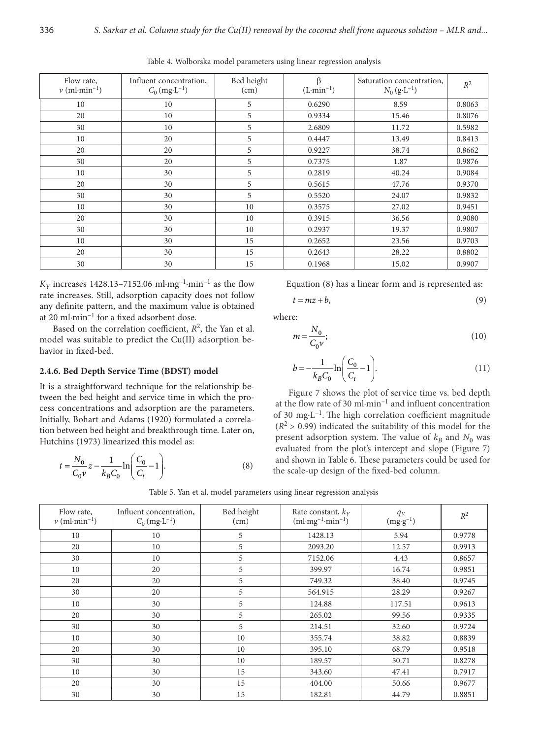Table 4. Wolborska model parameters using linear regression analysis

| Flow rate, $v$ (ml·min$^{-1}$) | Influent concentration, $C_0$ (mg·L$^{-1}$) | Bed height (cm) | β (L·min$^{-1}$) | Saturation concentration, $N_0$ (g·L$^{-1}$) | $R^2$ |
|---|---|---|---|---|---|
| 10 | 10 | 5 | 0.6290 | 8.59 | 0.8063 |
| 20 | 10 | 5 | 0.9334 | 15.46 | 0.8076 |
| 30 | 10 | 5 | 2.6809 | 11.72 | 0.5982 |
| 10 | 20 | 5 | 0.4447 | 13.49 | 0.8413 |
| 20 | 20 | 5 | 0.9227 | 38.74 | 0.8662 |
| 30 | 20 | 5 | 0.7375 | 1.87 | 0.9876 |
| 10 | 30 | 5 | 0.2819 | 40.24 | 0.9084 |
| 20 | 30 | 5 | 0.5615 | 47.76 | 0.9370 |
| 30 | 30 | 5 | 0.5520 | 24.07 | 0.9832 |
| 10 | 30 | 10 | 0.3575 | 27.02 | 0.9451 |
| 20 | 30 | 10 | 0.3915 | 36.56 | 0.9080 |
| 30 | 30 | 10 | 0.2937 | 19.37 | 0.9807 |
| 10 | 30 | 15 | 0.2652 | 23.56 | 0.9703 |
| 20 | 30 | 15 | 0.2643 | 28.22 | 0.8802 |
| 30 | 30 | 15 | 0.1968 | 15.02 | 0.9907 |

$K_Y$ increases 1428.13–7152.06 ml·mg$^{-1}$·min$^{-1}$ as the flow rate increases. Still, adsorption capacity does not follow any definite pattern, and the maximum value is obtained at 20 ml·min$^{-1}$ for a fixed adsorbent dose.

Based on the correlation coefficient, $R^2$, the Yan et al. model was suitable to predict the Cu(II) adsorption behavior in fixed-bed.

### 2.4.6. Bed Depth Service Time (BDST) model

It is a straightforward technique for the relationship between the bed height and service time in which the process concentrations and adsorption are the parameters. Initially, Bohart and Adams (1920) formulated a correlation between bed height and breakthrough time. Later on, Hutchins (1973) linearized this model as:

$$t = \frac{N_0}{C_0 v} z - \frac{1}{k_B C_0} \ln\left(\frac{C_0}{C_t} - 1\right). \tag{8}$$

Equation (8) has a linear form and is represented as:

$$t = mz + b, \tag{9}$$

where:

$$m = \frac{N_0}{C_0 v}; \tag{10}$$

$$b = -\frac{1}{k_B C_0} \ln\left(\frac{C_0}{C_t} - 1\right). \tag{11}$$

Figure 7 shows the plot of service time vs. bed depth at the flow rate of 30 ml·min$^{-1}$ and influent concentration of 30 mg·L$^{-1}$. The high correlation coefficient magnitude ($R^2 > 0.99$) indicated the suitability of this model for the present adsorption system. The value of $k_B$ and $N_0$ was evaluated from the plot's intercept and slope (Figure 7) and shown in Table 6. These parameters could be used for the scale-up design of the fixed-bed column.

Table 5. Yan et al. model parameters using linear regression analysis

| Flow rate, $v$ (ml·min$^{-1}$) | Influent concentration, $C_0$ (mg·L$^{-1}$) | Bed height (cm) | Rate constant, $k_Y$ (ml·mg$^{-1}$·min$^{-1}$) | $q_Y$ (mg·g$^{-1}$) | $R^2$ |
|---|---|---|---|---|---|
| 10 | 10 | 5 | 1428.13 | 5.94 | 0.9778 |
| 20 | 10 | 5 | 2093.20 | 12.57 | 0.9913 |
| 30 | 10 | 5 | 7152.06 | 4.43 | 0.8657 |
| 10 | 20 | 5 | 399.97 | 16.74 | 0.9851 |
| 20 | 20 | 5 | 749.32 | 38.40 | 0.9745 |
| 30 | 20 | 5 | 564.915 | 28.29 | 0.9267 |
| 10 | 30 | 5 | 124.88 | 117.51 | 0.9613 |
| 20 | 30 | 5 | 265.02 | 99.56 | 0.9335 |
| 30 | 30 | 5 | 214.51 | 32.60 | 0.9724 |
| 10 | 30 | 10 | 355.74 | 38.82 | 0.8839 |
| 20 | 30 | 10 | 395.10 | 68.79 | 0.9518 |
| 30 | 30 | 10 | 189.57 | 50.71 | 0.8278 |
| 10 | 30 | 15 | 343.60 | 47.41 | 0.7917 |
| 20 | 30 | 15 | 404.00 | 50.66 | 0.9677 |
| 30 | 30 | 15 | 182.81 | 44.79 | 0.8851 |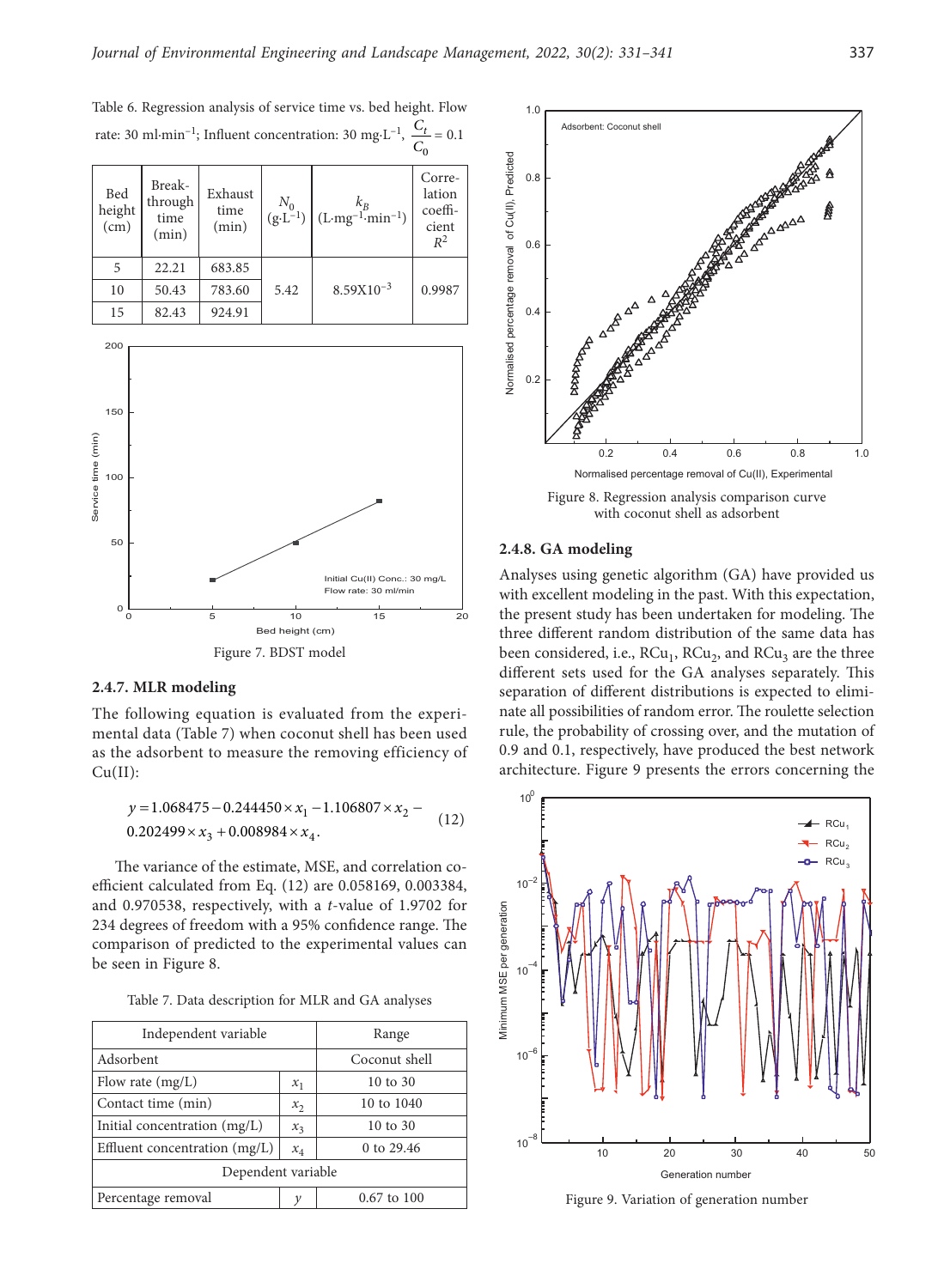Table 6. Regression analysis of service time vs. bed height. Flow rate: 30 ml·min$^{-1}$; Influent concentration: 30 mg·L$^{-1}$, $\frac{C_t}{C_0} = 0.1$

| Bed height (cm) | Break-through time (min) | Exhaust time (min) | $N_0$ (g·L$^{-1}$) | $k_B$ (L·mg$^{-1}$·min$^{-1}$) | Correlation coefficient $R^2$ |
|---|---|---|---|---|---|
| 5 | 22.21 | 683.85 | 5.42 | 8.59X10$^{-3}$ | 0.9987 |
| 10 | 50.43 | 783.60 | | | |
| 15 | 82.43 | 924.91 | | | |

Service time (min)
200
150
100
50
0
0 5 10 15 20
Bed height (cm)
Initial Cu(II) Conc.: 30 mg/L
Flow rate: 30 ml/min

Figure 7. BDST model

### 2.4.7. MLR modeling

The following equation is evaluated from the experimental data (Table 7) when coconut shell has been used as the adsorbent to measure the removing efficiency of Cu(II):

$$y = 1.068475 - 0.244450 \times x_1 - 1.106807 \times x_2 - 0.202499 \times x_3 + 0.008984 \times x_4. \quad (12)$$

The variance of the estimate, MSE, and correlation coefficient calculated from Eq. (12) are 0.058169, 0.003384, and 0.970538, respectively, with a $t$-value of 1.9702 for 234 degrees of freedom with a 95% confidence range. The comparison of predicted to the experimental values can be seen in Figure 8.

Table 7. Data description for MLR and GA analyses

| Independent variable | | Range |
|---|---|---|
| Adsorbent | | Coconut shell |
| Flow rate (mg/L) | $x_1$ | 10 to 30 |
| Contact time (min) | $x_2$ | 10 to 1040 |
| Initial concentration (mg/L) | $x_3$ | 10 to 30 |
| Effluent concentration (mg/L) | $x_4$ | 0 to 29.46 |
| Dependent variable | | |
| Percentage removal | $y$ | 0.67 to 100 |

Adsorbent: Coconut shell
Normalised percentage removal of Cu(II), Predicted
1.0
0.8
0.6
0.4
0.2
0.2 0.4 0.6 0.8 1.0
Normalised percentage removal of Cu(II), Experimental

Figure 8. Regression analysis comparison curve with coconut shell as adsorbent

### 2.4.8. GA modeling

Analyses using genetic algorithm (GA) have provided us with excellent modeling in the past. With this expectation, the present study has been undertaken for modeling. The three different random distribution of the same data has been considered, i.e., $RCu_1$, $RCu_2$, and $RCu_3$ are the three different sets used for the GA analyses separately. This separation of different distributions is expected to eliminate all possibilities of random error. The roulette selection rule, the probability of crossing over, and the mutation of 0.9 and 0.1, respectively, have produced the best network architecture. Figure 9 presents the errors concerning the

Minimum MSE per generation
$10^0$
$10^{-2}$
$10^{-4}$
$10^{-6}$
$10^{-8}$
10 20 30 40 50
Generation number
$RCu_1$
$RCu_2$
$RCu_3$

Figure 9. Variation of generation number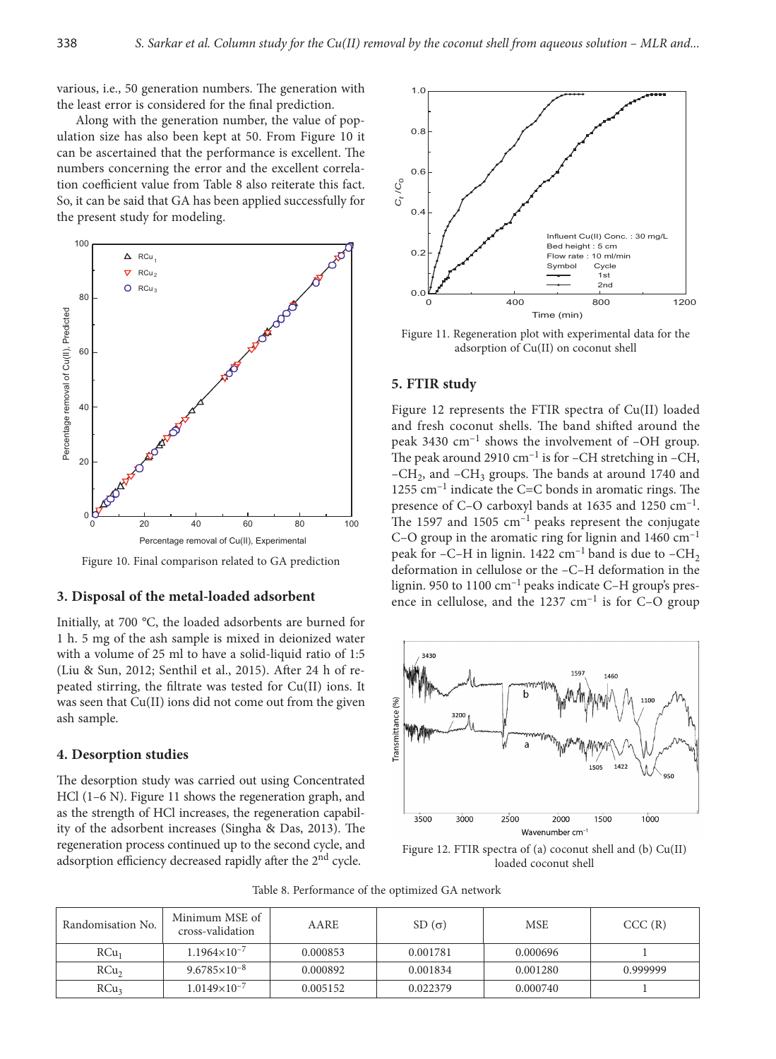various, i.e., 50 generation numbers. The generation with the least error is considered for the final prediction.

Along with the generation number, the value of population size has also been kept at 50. From Figure 10 it can be ascertained that the performance is excellent. The numbers concerning the error and the excellent correlation coefficient value from Table 8 also reiterate this fact. So, it can be said that GA has been applied successfully for the present study for modeling.

Percentage removal of Cu(II), Predicted
Percentage removal of Cu(II), Experimental
RCu 1
RCu 2
RCu 3
0 20 40 60 80 100

Figure 10. Final comparison related to GA prediction

## 3. Disposal of the metal-loaded adsorbent

Initially, at 700 °C, the loaded adsorbents are burned for 1 h. 5 mg of the ash sample is mixed in deionized water with a volume of 25 ml to have a solid-liquid ratio of 1:5 (Liu & Sun, 2012; Senthil et al., 2015). After 24 h of repeated stirring, the filtrate was tested for Cu(II) ions. It was seen that Cu(II) ions did not come out from the given ash sample.

## 4. Desorption studies

The desorption study was carried out using Concentrated HCl (1–6 N). Figure 11 shows the regeneration graph, and as the strength of HCl increases, the regeneration capability of the adsorbent increases (Singha & Das, 2013). The regeneration process continued up to the second cycle, and adsorption efficiency decreased rapidly after the 2nd cycle.

$C_t/C_0$
Time (min)
0 400 800 1200
0.0 0.2 0.4 0.6 0.8 1.0
Influent Cu(II) Conc. : 30 mg/L
Bed height : 5 cm
Flow rate : 10 ml/min
Symbol Cycle
1st
2nd

Figure 11. Regeneration plot with experimental data for the adsorption of Cu(II) on coconut shell

## 5. FTIR study

Figure 12 represents the FTIR spectra of Cu(II) loaded and fresh coconut shells. The band shifted around the peak 3430 $cm^{-1}$ shows the involvement of –OH group. The peak around 2910 $cm^{-1}$ is for –CH stretching in –CH, $-CH_2$, and $-CH_3$ groups. The bands at around 1740 and 1255 $cm^{-1}$ indicate the C=C bonds in aromatic rings. The presence of C–O carboxyl bands at 1635 and 1250 $cm^{-1}$. The 1597 and 1505 $cm^{-1}$ peaks represent the conjugate C–O group in the aromatic ring for lignin and 1460 $cm^{-1}$ peak for –C–H in lignin. 1422 $cm^{-1}$ band is due to $-CH_2$ deformation in cellulose or the –C–H deformation in the lignin. 950 to 1100 $cm^{-1}$ peaks indicate C–H group's presence in cellulose, and the 1237 $cm^{-1}$ is for C–O group

Transmittance (%)
Wavenumber $cm^{-1}$
3500 3000 2500 2000 1500 1000
3430 3200 1597 1460 1100 1505 1422 950
a
b

Figure 12. FTIR spectra of (a) coconut shell and (b) Cu(II) loaded coconut shell

Table 8. Performance of the optimized GA network

| Randomisation No. | Minimum MSE of cross-validation | AARE | SD (σ) | MSE | CCC (R) |
|---|---|---|---|---|---|
| $RCu_1$ | $1.1964\times10^{-7}$ | 0.000853 | 0.001781 | 0.000696 | 1 |
| $RCu_2$ | $9.6785\times10^{-8}$ | 0.000892 | 0.001834 | 0.001280 | 0.999999 |
| $RCu_3$ | $1.0149\times10^{-7}$ | 0.005152 | 0.022379 | 0.000740 | 1 |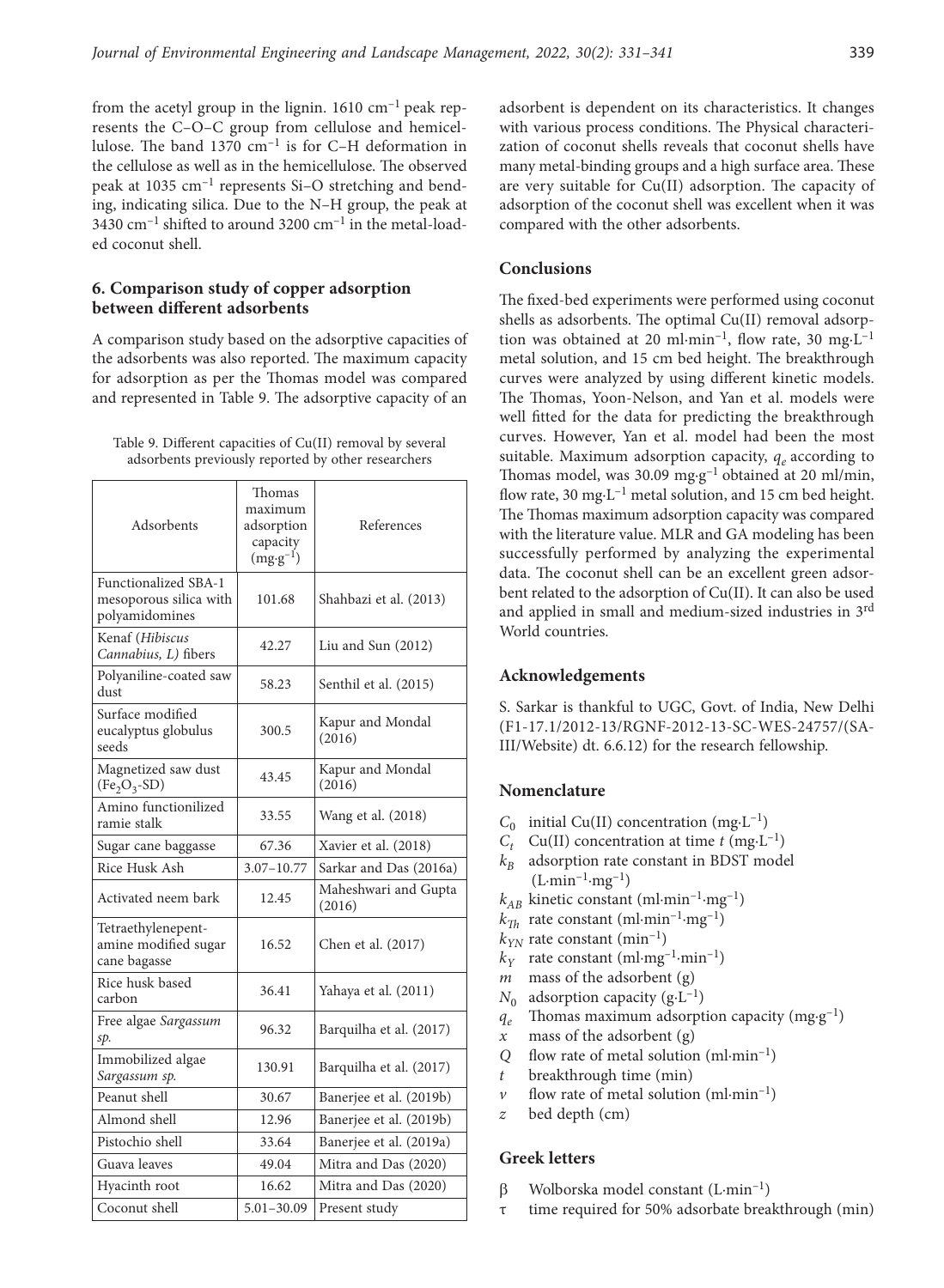from the acetyl group in the lignin. 1610 $cm^{-1}$ peak represents the C–O–C group from cellulose and hemicellulose. The band 1370 $cm^{-1}$ is for C–H deformation in the cellulose as well as in the hemicellulose. The observed peak at 1035 $cm^{-1}$ represents Si–O stretching and bending, indicating silica. Due to the N–H group, the peak at 3430 $cm^{-1}$ shifted to around 3200 $cm^{-1}$ in the metal-loaded coconut shell.

## 6. Comparison study of copper adsorption between different adsorbents

A comparison study based on the adsorptive capacities of the adsorbents was also reported. The maximum capacity for adsorption as per the Thomas model was compared and represented in Table 9. The adsorptive capacity of an adsorbent is dependent on its characteristics. It changes with various process conditions. The Physical characterization of coconut shells reveals that coconut shells have many metal-binding groups and a high surface area. These are very suitable for Cu(II) adsorption. The capacity of adsorption of the coconut shell was excellent when it was compared with the other adsorbents.

Table 9. Different capacities of Cu(II) removal by several adsorbents previously reported by other researchers

| Adsorbents | Thomas maximum adsorption capacity ($mg \cdot g^{-1}$) | References |
|---|---|---|
| Functionalized SBA-1 mesoporous silica with polyamidomines | 101.68 | Shahbazi et al. (2013) |
| Kenaf (*Hibiscus Cannabius, L)* fibers | 42.27 | Liu and Sun (2012) |
| Polyaniline-coated saw dust | 58.23 | Senthil et al. (2015) |
| Surface modified eucalyptus globulus seeds | 300.5 | Kapur and Mondal (2016) |
| Magnetized saw dust ($Fe_2O_3$-SD) | 43.45 | Kapur and Mondal (2016) |
| Amino functionilized ramie stalk | 33.55 | Wang et al. (2018) |
| Sugar cane baggasse | 67.36 | Xavier et al. (2018) |
| Rice Husk Ash | 3.07–10.77 | Sarkar and Das (2016a) |
| Activated neem bark | 12.45 | Maheshwari and Gupta (2016) |
| Tetraethylenepent-amine modified sugar cane bagasse | 16.52 | Chen et al. (2017) |
| Rice husk based carbon | 36.41 | Yahaya et al. (2011) |
| Free algae *Sargassum sp.* | 96.32 | Barquilha et al. (2017) |
| Immobilized algae *Sargassum sp.* | 130.91 | Barquilha et al. (2017) |
| Peanut shell | 30.67 | Banerjee et al. (2019b) |
| Almond shell | 12.96 | Banerjee et al. (2019b) |
| Pistochio shell | 33.64 | Banerjee et al. (2019a) |
| Guava leaves | 49.04 | Mitra and Das (2020) |
| Hyacinth root | 16.62 | Mitra and Das (2020) |
| Coconut shell | 5.01–30.09 | Present study |

## Conclusions

The fixed-bed experiments were performed using coconut shells as adsorbents. The optimal Cu(II) removal adsorption was obtained at 20 $ml \cdot min^{-1}$, flow rate, 30 $mg \cdot L^{-1}$ metal solution, and 15 cm bed height. The breakthrough curves were analyzed by using different kinetic models. The Thomas, Yoon-Nelson, and Yan et al. models were well fitted for the data for predicting the breakthrough curves. However, Yan et al. model had been the most suitable. Maximum adsorption capacity, $q_e$ according to Thomas model, was 30.09 $mg \cdot g^{-1}$ obtained at 20 ml/min, flow rate, 30 $mg \cdot L^{-1}$ metal solution, and 15 cm bed height. The Thomas maximum adsorption capacity was compared with the literature value. MLR and GA modeling has been successfully performed by analyzing the experimental data. The coconut shell can be an excellent green adsorbent related to the adsorption of Cu(II). It can also be used and applied in small and medium-sized industries in 3rd World countries.

## Acknowledgements

S. Sarkar is thankful to UGC, Govt. of India, New Delhi (F1-17.1/2012-13/RGNF-2012-13-SC-WES-24757/(SA-III/Website) dt. 6.6.12) for the research fellowship.

## Nomenclature

- $C_0$ initial Cu(II) concentration ($mg \cdot L^{-1}$)
- $C_t$ Cu(II) concentration at time $t$ ($mg \cdot L^{-1}$)
- $k_B$ adsorption rate constant in BDST model ($L \cdot min^{-1} \cdot mg^{-1}$)
- $k_{AB}$ kinetic constant ($ml \cdot min^{-1} \cdot mg^{-1}$)
- $k_{Th}$ rate constant ($ml \cdot min^{-1} \cdot mg^{-1}$)
- $k_{YN}$ rate constant ($min^{-1}$)
- $k_Y$ rate constant ($ml \cdot mg^{-1} \cdot min^{-1}$)
- $m$ mass of the adsorbent (g)
- $N_0$ adsorption capacity ($g \cdot L^{-1}$)
- $q_e$ Thomas maximum adsorption capacity ($mg \cdot g^{-1}$)
- $x$ mass of the adsorbent (g)
- $Q$ flow rate of metal solution ($ml \cdot min^{-1}$)
- $t$ breakthrough time (min)
- $v$ flow rate of metal solution ($ml \cdot min^{-1}$)
- $z$ bed depth (cm)

## Greek letters

- $\beta$ Wolborska model constant ($L \cdot min^{-1}$)
- $\tau$ time required for 50% adsorbate breakthrough (min)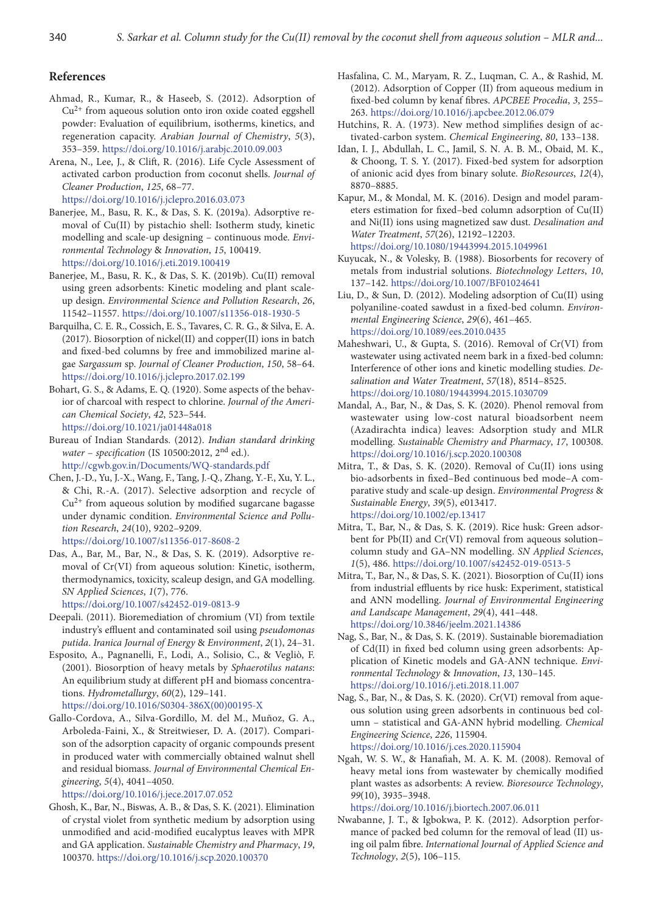## References

Ahmad, R., Kumar, R., & Haseeb, S. (2012). Adsorption of $Cu^{2+}$ from aqueous solution onto iron oxide coated eggshell powder: Evaluation of equilibrium, isotherms, kinetics, and regeneration capacity. *Arabian Journal of Chemistry*, *5*(3), 353–359. https://doi.org/10.1016/j.arabjc.2010.09.003

Arena, N., Lee, J., & Clift, R. (2016). Life Cycle Assessment of activated carbon production from coconut shells. *Journal of Cleaner Production*, *125*, 68–77. https://doi.org/10.1016/j.jclepro.2016.03.073

Banerjee, M., Basu, R. K., & Das, S. K. (2019a). Adsorptive removal of Cu(II) by pistachio shell: Isotherm study, kinetic modelling and scale-up designing – continuous mode. *Environmental Technology & Innovation*, *15*, 100419. https://doi.org/10.1016/j.eti.2019.100419

Banerjee, M., Basu, R. K., & Das, S. K. (2019b). Cu(II) removal using green adsorbents: Kinetic modeling and plant scale-up design. *Environmental Science and Pollution Research*, *26*, 11542–11557. https://doi.org/10.1007/s11356-018-1930-5

Barquilha, C. E. R., Cossich, E. S., Tavares, C. R. G., & Silva, E. A. (2017). Biosorption of nickel(II) and copper(II) ions in batch and fixed-bed columns by free and immobilized marine algae *Sargassum* sp. *Journal of Cleaner Production*, *150*, 58–64. https://doi.org/10.1016/j.jclepro.2017.02.199

Bohart, G. S., & Adams, E. Q. (1920). Some aspects of the behavior of charcoal with respect to chlorine. *Journal of the American Chemical Society*, *42*, 523–544. https://doi.org/10.1021/ja01448a018

Bureau of Indian Standards. (2012). *Indian standard drinking water – specification* (IS 10500:2012, 2nd ed.). http://cgwb.gov.in/Documents/WQ-standards.pdf

Chen, J.-D., Yu, J.-X., Wang, F., Tang, J.-Q., Zhang, Y.-F., Xu, Y. L., & Chi, R.-A. (2017). Selective adsorption and recycle of $Cu^{2+}$ from aqueous solution by modified sugarcane bagasse under dynamic condition. *Environmental Science and Pollution Research*, *24*(10), 9202–9209. https://doi.org/10.1007/s11356-017-8608-2

Das, A., Bar, M., Bar, N., & Das, S. K. (2019). Adsorptive removal of Cr(VI) from aqueous solution: Kinetic, isotherm, thermodynamics, toxicity, scaleup design, and GA modelling. *SN Applied Sciences*, *1*(7), 776. https://doi.org/10.1007/s42452-019-0813-9

Deepali. (2011). Bioremediation of chromium (VI) from textile industry's effluent and contaminated soil using *pseudomonas putida*. *Iranica Journal of Energy & Environment*, *2*(1), 24–31.

Esposito, A., Pagnanelli, F., Lodi, A., Solisio, C., & Vegliò, F. (2001). Biosorption of heavy metals by *Sphaerotilus natans*: An equilibrium study at different pH and biomass concentrations. *Hydrometallurgy*, *60*(2), 129–141. https://doi.org/10.1016/S0304-386X(00)00195-X

Gallo-Cordova, A., Silva-Gordillo, M. del M., Muñoz, G. A., Arboleda-Faini, X., & Streitwieser, D. A. (2017). Comparison of the adsorption capacity of organic compounds present in produced water with commercially obtained walnut shell and residual biomass. *Journal of Environmental Chemical Engineering*, *5*(4), 4041–4050. https://doi.org/10.1016/j.jece.2017.07.052

Ghosh, K., Bar, N., Biswas, A. B., & Das, S. K. (2021). Elimination of crystal violet from synthetic medium by adsorption using unmodified and acid-modified eucalyptus leaves with MPR and GA application. *Sustainable Chemistry and Pharmacy*, *19*, 100370. https://doi.org/10.1016/j.scp.2020.100370

Hasfalina, C. M., Maryam, R. Z., Luqman, C. A., & Rashid, M. (2012). Adsorption of Copper (II) from aqueous medium in fixed-bed column by kenaf fibres. *APCBEE Procedia*, *3*, 255–263. https://doi.org/10.1016/j.apcbee.2012.06.079

Hutchins, R. A. (1973). New method simplifies design of activated-carbon system. *Chemical Engineering*, *80*, 133–138.

Idan, I. J., Abdullah, L. C., Jamil, S. N. A. B. M., Obaid, M. K., & Choong, T. S. Y. (2017). Fixed-bed system for adsorption of anionic acid dyes from binary solute. *BioResources*, *12*(4), 8870–8885.

Kapur, M., & Mondal, M. K. (2016). Design and model parameters estimation for fixed–bed column adsorption of Cu(II) and Ni(II) ions using magnetized saw dust. *Desalination and Water Treatment*, *57*(26), 12192–12203. https://doi.org/10.1080/19443994.2015.1049961

Kuyucak, N., & Volesky, B. (1988). Biosorbents for recovery of metals from industrial solutions. *Biotechnology Letters*, *10*, 137–142. https://doi.org/10.1007/BF01024641

Liu, D., & Sun, D. (2012). Modeling adsorption of Cu(II) using polyaniline-coated sawdust in a fixed-bed column. *Environmental Engineering Science*, *29*(6), 461–465. https://doi.org/10.1089/ees.2010.0435

Maheshwari, U., & Gupta, S. (2016). Removal of Cr(VI) from wastewater using activated neem bark in a fixed-bed column: Interference of other ions and kinetic modelling studies. *Desalination and Water Treatment*, *57*(18), 8514–8525. https://doi.org/10.1080/19443994.2015.1030709

Mandal, A., Bar, N., & Das, S. K. (2020). Phenol removal from wastewater using low-cost natural bioadsorbent neem (Azadirachta indica) leaves: Adsorption study and MLR modelling. *Sustainable Chemistry and Pharmacy*, *17*, 100308. https://doi.org/10.1016/j.scp.2020.100308

Mitra, T., & Das, S. K. (2020). Removal of Cu(II) ions using bio-adsorbents in fixed–Bed continuous bed mode–A comparative study and scale-up design. *Environmental Progress & Sustainable Energy*, *39*(5), e013417. https://doi.org/10.1002/ep.13417

Mitra, T., Bar, N., & Das, S. K. (2019). Rice husk: Green adsorbent for Pb(II) and Cr(VI) removal from aqueous solution–column study and GA–NN modelling. *SN Applied Sciences*, *1*(5), 486. https://doi.org/10.1007/s42452-019-0513-5

Mitra, T., Bar, N., & Das, S. K. (2021). Biosorption of Cu(II) ions from industrial effluents by rice husk: Experiment, statistical and ANN modelling. *Journal of Environmental Engineering and Landscape Management*, *29*(4), 441–448. https://doi.org/10.3846/jeelm.2021.14386

Nag, S., Bar, N., & Das, S. K. (2019). Sustainable bioremadiation of Cd(II) in fixed bed column using green adsorbents: Application of Kinetic models and GA-ANN technique. *Environmental Technology & Innovation*, *13*, 130–145. https://doi.org/10.1016/j.eti.2018.11.007

Nag, S., Bar, N., & Das, S. K. (2020). Cr(VI) removal from aqueous solution using green adsorbents in continuous bed column – statistical and GA-ANN hybrid modelling. *Chemical Engineering Science*, *226*, 115904. https://doi.org/10.1016/j.ces.2020.115904

Ngah, W. S. W., & Hanafiah, M. A. K. M. (2008). Removal of heavy metal ions from wastewater by chemically modified plant wastes as adsorbents: A review. *Bioresource Technology*, *99*(10), 3935–3948. https://doi.org/10.1016/j.biortech.2007.06.011

Nwabanne, J. T., & Igbokwa, P. K. (2012). Adsorption performance of packed bed column for the removal of lead (II) using oil palm fibre. *International Journal of Applied Science and Technology*, *2*(5), 106–115.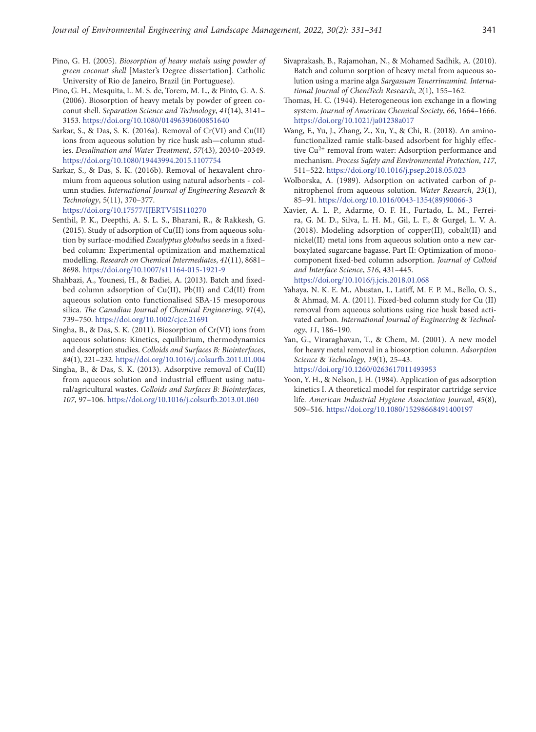Pino, G. H. (2005). *Biosorption of heavy metals using powder of green coconut shell* [Master's Degree dissertation]. Catholic University of Rio de Janeiro, Brazil (in Portuguese).

Pino, G. H., Mesquita, L. M. S. de, Torem, M. L., & Pinto, G. A. S. (2006). Biosorption of heavy metals by powder of green coconut shell. *Separation Science and Technology*, *41*(14), 3141–3153. https://doi.org/10.1080/01496390600851640

Sarkar, S., & Das, S. K. (2016a). Removal of Cr(VI) and Cu(II) ions from aqueous solution by rice husk ash—column studies. *Desalination and Water Treatment*, *57*(43), 20340–20349. https://doi.org/10.1080/19443994.2015.1107754

Sarkar, S., & Das, S. K. (2016b). Removal of hexavalent chromium from aqueous solution using natural adsorbents - column studies. *International Journal of Engineering Research & Technology*, 5(11), 370–377. https://doi.org/10.17577/IJERTV5IS110270

Senthil, P. K., Deepthi, A. S. L. S., Bharani, R., & Rakkesh, G. (2015). Study of adsorption of Cu(II) ions from aqueous solution by surface-modified *Eucalyptus globulus* seeds in a fixed-bed column: Experimental optimization and mathematical modelling. *Research on Chemical Intermediates*, *41*(11), 8681–8698. https://doi.org/10.1007/s11164-015-1921-9

Shahbazi, A., Younesi, H., & Badiei, A. (2013). Batch and fixed-bed column adsorption of Cu(II), Pb(II) and Cd(II) from aqueous solution onto functionalised SBA-15 mesoporous silica. *The Canadian Journal of Chemical Engineering*, *91*(4), 739–750. https://doi.org/10.1002/cjce.21691

Singha, B., & Das, S. K. (2011). Biosorption of Cr(VI) ions from aqueous solutions: Kinetics, equilibrium, thermodynamics and desorption studies. *Colloids and Surfaces B: Biointerfaces*, *84*(1), 221–232. https://doi.org/10.1016/j.colsurfb.2011.01.004

Singha, B., & Das, S. K. (2013). Adsorptive removal of Cu(II) from aqueous solution and industrial effluent using natural/agricultural wastes. *Colloids and Surfaces B: Biointerfaces*, *107*, 97–106. https://doi.org/10.1016/j.colsurfb.2013.01.060

Sivaprakash, B., Rajamohan, N., & Mohamed Sadhik, A. (2010). Batch and column sorption of heavy metal from aqueous solution using a marine alga *Sargassum Tenerrimumint. International Journal of ChemTech Research*, *2*(1), 155–162.

Thomas, H. C. (1944). Heterogeneous ion exchange in a flowing system. *Journal of American Chemical Society*, *66*, 1664–1666. https://doi.org/10.1021/ja01238a017

Wang, F., Yu, J., Zhang, Z., Xu, Y., & Chi, R. (2018). An amino-functionalized ramie stalk-based adsorbent for highly effective $Cu^{2+}$ removal from water: Adsorption performance and mechanism. *Process Safety and Environmental Protection*, *117*, 511–522. https://doi.org/10.1016/j.psep.2018.05.023

Wolborska, A. (1989). Adsorption on activated carbon of *p*-nitrophenol from aqueous solution. *Water Research*, *23*(1), 85–91. https://doi.org/10.1016/0043-1354(89)90066-3

Xavier, A. L. P., Adarme, O. F. H., Furtado, L. M., Ferreira, G. M. D., Silva, L. H. M., Gil, L. F., & Gurgel, L. V. A. (2018). Modeling adsorption of copper(II), cobalt(II) and nickel(II) metal ions from aqueous solution onto a new carboxylated sugarcane bagasse. Part II: Optimization of monocomponent fixed-bed column adsorption. *Journal of Colloid and Interface Science*, *516*, 431–445. https://doi.org/10.1016/j.jcis.2018.01.068

Yahaya, N. K. E. M., Abustan, I., Latiff, M. F. P. M., Bello, O. S., & Ahmad, M. A. (2011). Fixed-bed column study for Cu (II) removal from aqueous solutions using rice husk based activated carbon. *International Journal of Engineering & Technology*, *11*, 186–190.

Yan, G., Viraraghavan, T., & Chem, M. (2001). A new model for heavy metal removal in a biosorption column. *Adsorption Science & Technology*, *19*(1), 25–43. https://doi.org/10.1260/0263617011493953

Yoon, Y. H., & Nelson, J. H. (1984). Application of gas adsorption kinetics I. A theoretical model for respirator cartridge service life. *American Industrial Hygiene Association Journal*, *45*(8), 509–516. https://doi.org/10.1080/15298668491400197